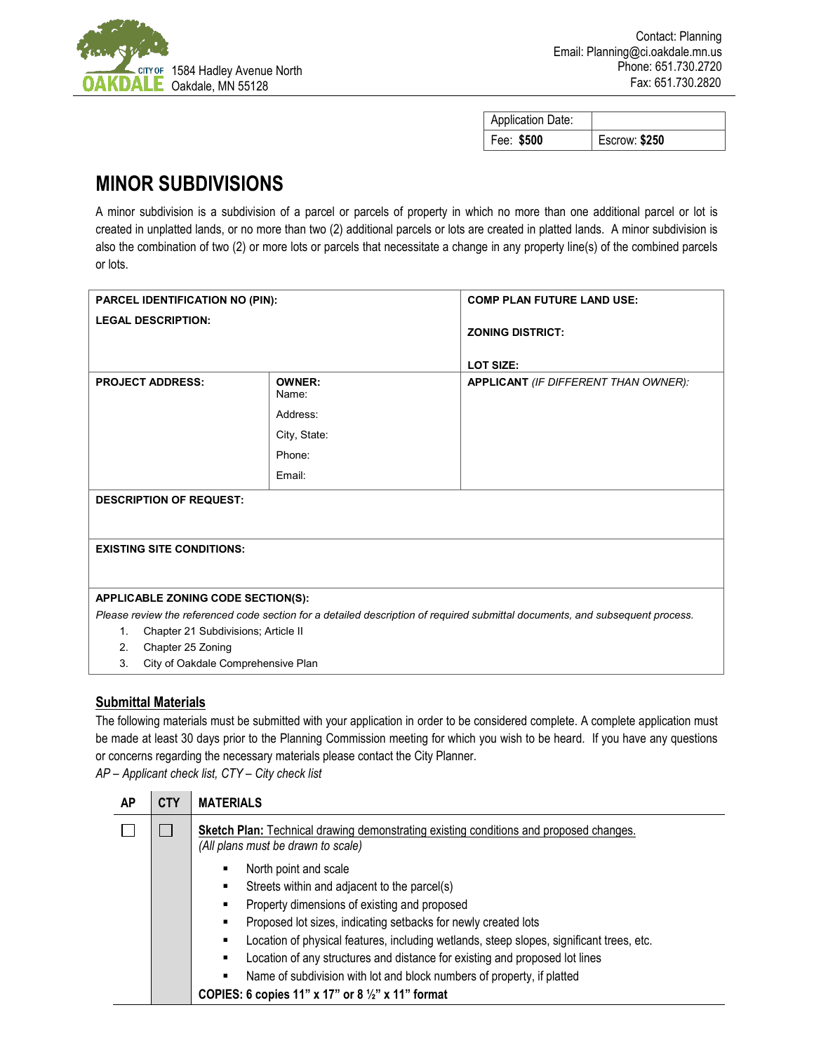CITY OF OAKDALE
1584 Hadley Avenue North
Oakdale, MN 55128

Contact: Planning
Email: Planning@ci.oakdale.mn.us
Phone: 651.730.2720
Fax: 651.730.2820

| Application Date: | |
|---|---|
| Fee: **$500** | Escrow: **$250** |

# MINOR SUBDIVISIONS

A minor subdivision is a subdivision of a parcel or parcels of property in which no more than one additional parcel or lot is created in unplatted lands, or no more than two (2) additional parcels or lots are created in platted lands. A minor subdivision is also the combination of two (2) or more lots or parcels that necessitate a change in any property line(s) of the combined parcels or lots.

| **PARCEL IDENTIFICATION NO (PIN):**<br>**LEGAL DESCRIPTION:** | | **COMP PLAN FUTURE LAND USE:**<br>**ZONING DISTRICT:**<br>**LOT SIZE:** |
|---|---|---|
| **PROJECT ADDRESS:** | **OWNER:**<br>Name:<br>Address:<br>City, State:<br>Phone:<br>Email: | **APPLICANT** *(IF DIFFERENT THAN OWNER):* |
| **DESCRIPTION OF REQUEST:** | | |
| **EXISTING SITE CONDITIONS:** | | |

**APPLICABLE ZONING CODE SECTION(S):**

*Please review the referenced code section for a detailed description of required submittal documents, and subsequent process.*

1. Chapter 21 Subdivisions; Article II
2. Chapter 25 Zoning
3. City of Oakdale Comprehensive Plan

## Submittal Materials

The following materials must be submitted with your application in order to be considered complete. A complete application must be made at least 30 days prior to the Planning Commission meeting for which you wish to be heard. If you have any questions or concerns regarding the necessary materials please contact the City Planner.

*AP – Applicant check list, CTY – City check list*

| AP | CTY | MATERIALS |
|---|---|---|
| ☐ | ☐ | **Sketch Plan:** Technical drawing demonstrating existing conditions and proposed changes.<br>*(All plans must be drawn to scale)*<br>▪ North point and scale<br>▪ Streets within and adjacent to the parcel(s)<br>▪ Property dimensions of existing and proposed<br>▪ Proposed lot sizes, indicating setbacks for newly created lots<br>▪ Location of physical features, including wetlands, steep slopes, significant trees, etc.<br>▪ Location of any structures and distance for existing and proposed lot lines<br>▪ Name of subdivision with lot and block numbers of property, if platted<br>**COPIES: 6 copies 11" x 17" or 8 ½" x 11" format** |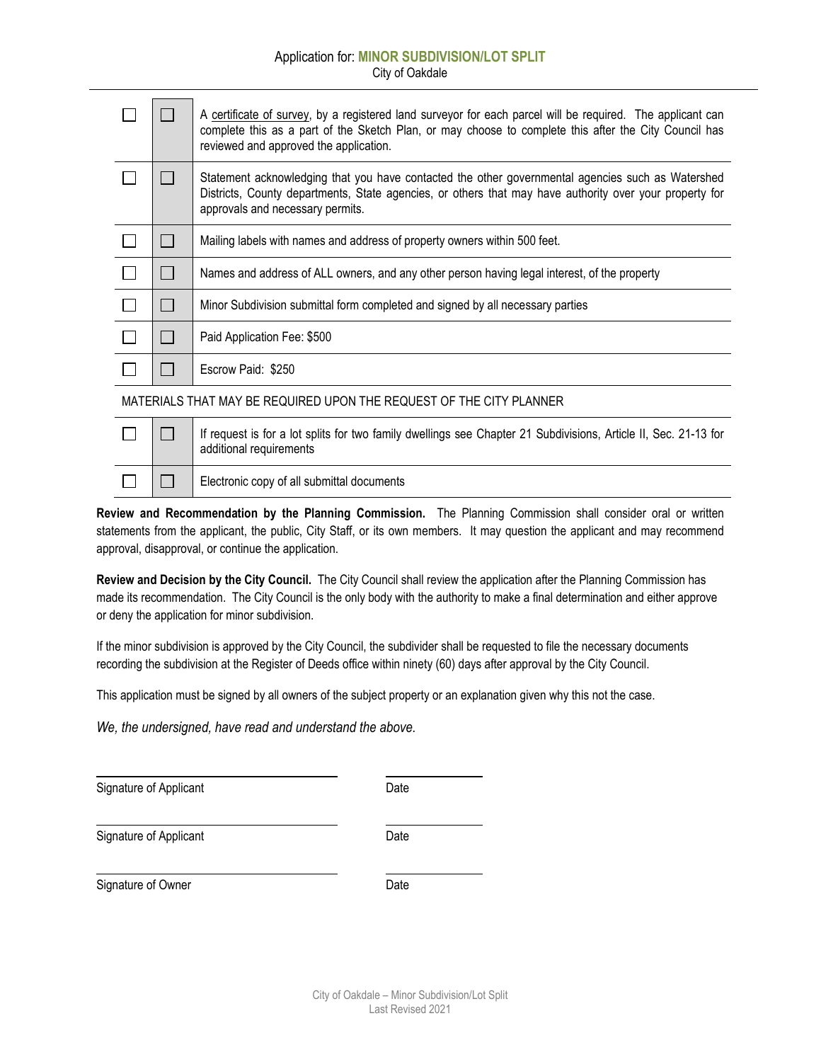| | | |
|---|---|---|
| ☐ | ☐ | A certificate of survey, by a registered land surveyor for each parcel will be required. The applicant can complete this as a part of the Sketch Plan, or may choose to complete this after the City Council has reviewed and approved the application. |
| ☐ | ☐ | Statement acknowledging that you have contacted the other governmental agencies such as Watershed Districts, County departments, State agencies, or others that may have authority over your property for approvals and necessary permits. |
| ☐ | ☐ | Mailing labels with names and address of property owners within 500 feet. |
| ☐ | ☐ | Names and address of ALL owners, and any other person having legal interest, of the property |
| ☐ | ☐ | Minor Subdivision submittal form completed and signed by all necessary parties |
| ☐ | ☐ | Paid Application Fee: $500 |
| ☐ | ☐ | Escrow Paid: $250 |
| MATERIALS THAT MAY BE REQUIRED UPON THE REQUEST OF THE CITY PLANNER | | |
| ☐ | ☐ | If request is for a lot splits for two family dwellings see Chapter 21 Subdivisions, Article II, Sec. 21-13 for additional requirements |
| ☐ | ☐ | Electronic copy of all submittal documents |

**Review and Recommendation by the Planning Commission.** The Planning Commission shall consider oral or written statements from the applicant, the public, City Staff, or its own members. It may question the applicant and may recommend approval, disapproval, or continue the application.

**Review and Decision by the City Council.** The City Council shall review the application after the Planning Commission has made its recommendation. The City Council is the only body with the authority to make a final determination and either approve or deny the application for minor subdivision.

If the minor subdivision is approved by the City Council, the subdivider shall be requested to file the necessary documents recording the subdivision at the Register of Deeds office within ninety (60) days after approval by the City Council.

This application must be signed by all owners of the subject property or an explanation given why this not the case.

*We, the undersigned, have read and understand the above.*

Signature of Applicant ______________________ Date __________

Signature of Applicant ______________________ Date __________

Signature of Owner ______________________ Date __________